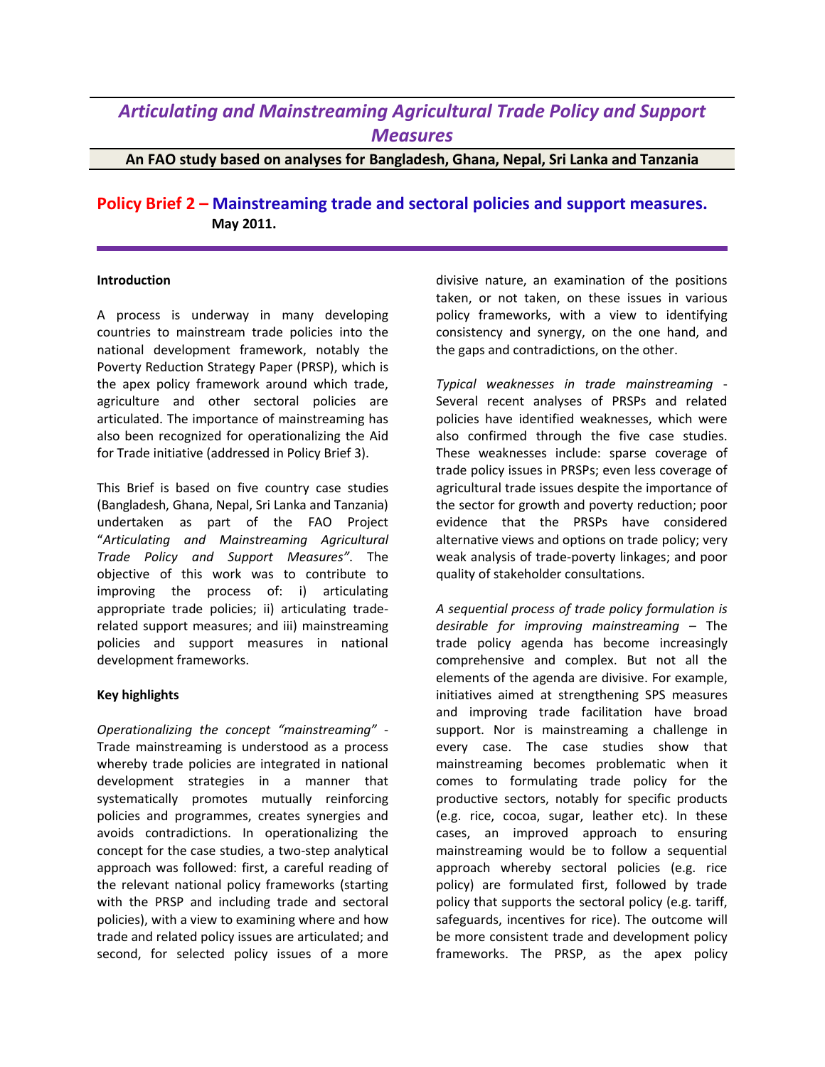# *Articulating and Mainstreaming Agricultural Trade Policy and Support Measures*

**An FAO study based on analyses for Bangladesh, Ghana, Nepal, Sri Lanka and Tanzania**

## Policy Brief 2 – Mainstreaming trade and sectoral policies and support measures.

**May 2011.**

**Introduction**

A process is underway in many developing countries to mainstream trade policies into the national development framework, notably the Poverty Reduction Strategy Paper (PRSP), which is the apex policy framework around which trade, agriculture and other sectoral policies are articulated. The importance of mainstreaming has also been recognized for operationalizing the Aid for Trade initiative (addressed in Policy Brief 3).

This Brief is based on five country case studies (Bangladesh, Ghana, Nepal, Sri Lanka and Tanzania) undertaken as part of the FAO Project "*Articulating and Mainstreaming Agricultural Trade Policy and Support Measures"*. The objective of this work was to contribute to improving the process of: i) articulating appropriate trade policies; ii) articulating trade-related support measures; and iii) mainstreaming policies and support measures in national development frameworks.

**Key highlights**

*Operationalizing the concept "mainstreaming"* - Trade mainstreaming is understood as a process whereby trade policies are integrated in national development strategies in a manner that systematically promotes mutually reinforcing policies and programmes, creates synergies and avoids contradictions. In operationalizing the concept for the case studies, a two-step analytical approach was followed: first, a careful reading of the relevant national policy frameworks (starting with the PRSP and including trade and sectoral policies), with a view to examining where and how trade and related policy issues are articulated; and second, for selected policy issues of a more divisive nature, an examination of the positions taken, or not taken, on these issues in various policy frameworks, with a view to identifying consistency and synergy, on the one hand, and the gaps and contradictions, on the other.

*Typical weaknesses in trade mainstreaming* - Several recent analyses of PRSPs and related policies have identified weaknesses, which were also confirmed through the five case studies. These weaknesses include: sparse coverage of trade policy issues in PRSPs; even less coverage of agricultural trade issues despite the importance of the sector for growth and poverty reduction; poor evidence that the PRSPs have considered alternative views and options on trade policy; very weak analysis of trade-poverty linkages; and poor quality of stakeholder consultations.

*A sequential process of trade policy formulation is desirable for improving mainstreaming* – The trade policy agenda has become increasingly comprehensive and complex. But not all the elements of the agenda are divisive. For example, initiatives aimed at strengthening SPS measures and improving trade facilitation have broad support. Nor is mainstreaming a challenge in every case. The case studies show that mainstreaming becomes problematic when it comes to formulating trade policy for the productive sectors, notably for specific products (e.g. rice, cocoa, sugar, leather etc). In these cases, an improved approach to ensuring mainstreaming would be to follow a sequential approach whereby sectoral policies (e.g. rice policy) are formulated first, followed by trade policy that supports the sectoral policy (e.g. tariff, safeguards, incentives for rice). The outcome will be more consistent trade and development policy frameworks. The PRSP, as the apex policy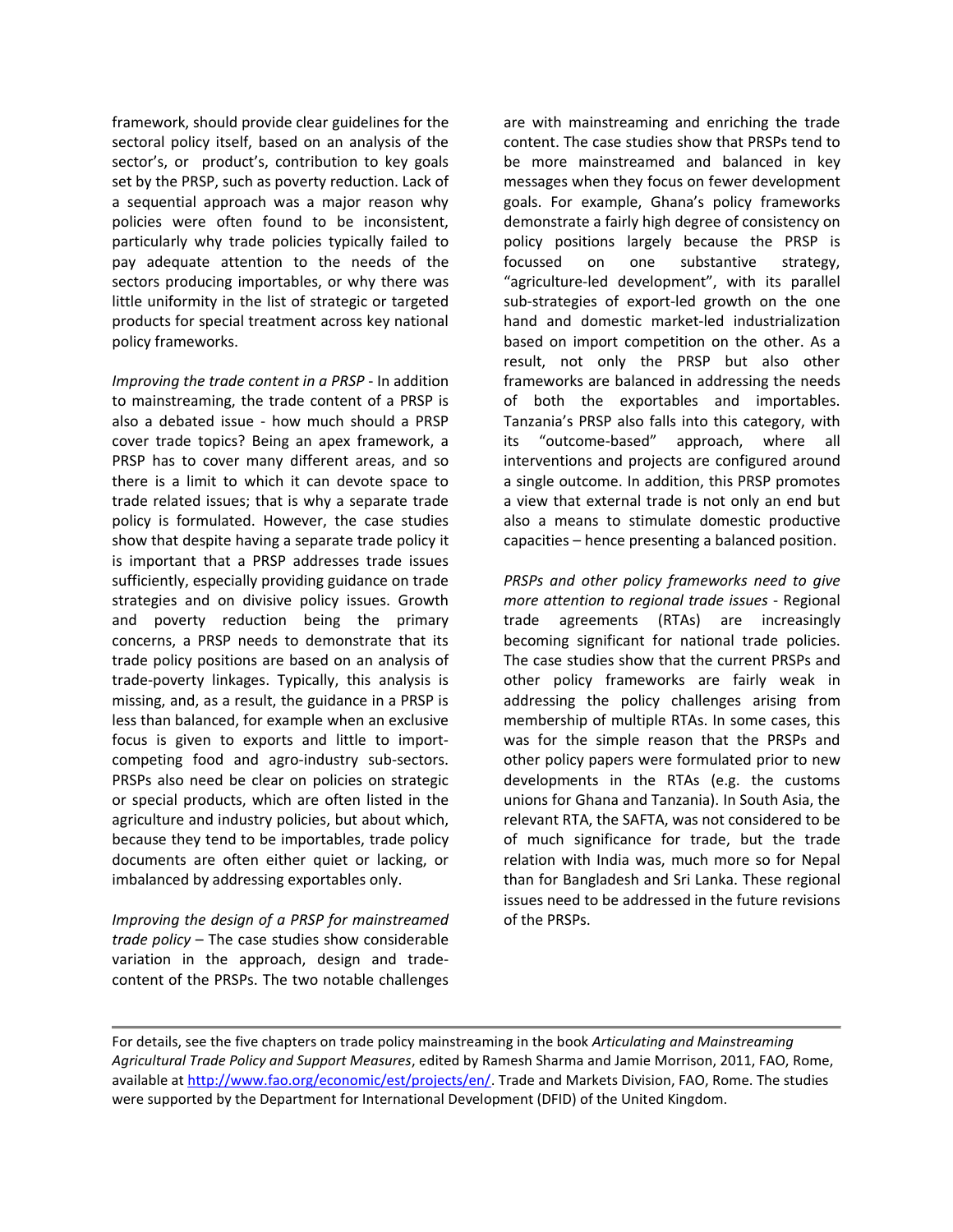framework, should provide clear guidelines for the sectoral policy itself, based on an analysis of the sector's, or product's, contribution to key goals set by the PRSP, such as poverty reduction. Lack of a sequential approach was a major reason why policies were often found to be inconsistent, particularly why trade policies typically failed to pay adequate attention to the needs of the sectors producing importables, or why there was little uniformity in the list of strategic or targeted products for special treatment across key national policy frameworks.

*Improving the trade content in a PRSP* - In addition to mainstreaming, the trade content of a PRSP is also a debated issue - how much should a PRSP cover trade topics? Being an apex framework, a PRSP has to cover many different areas, and so there is a limit to which it can devote space to trade related issues; that is why a separate trade policy is formulated. However, the case studies show that despite having a separate trade policy it is important that a PRSP addresses trade issues sufficiently, especially providing guidance on trade strategies and on divisive policy issues. Growth and poverty reduction being the primary concerns, a PRSP needs to demonstrate that its trade policy positions are based on an analysis of trade-poverty linkages. Typically, this analysis is missing, and, as a result, the guidance in a PRSP is less than balanced, for example when an exclusive focus is given to exports and little to import-competing food and agro-industry sub-sectors. PRSPs also need be clear on policies on strategic or special products, which are often listed in the agriculture and industry policies, but about which, because they tend to be importables, trade policy documents are often either quiet or lacking, or imbalanced by addressing exportables only.

*Improving the design of a PRSP for mainstreamed trade policy* – The case studies show considerable variation in the approach, design and trade-content of the PRSPs. The two notable challenges are with mainstreaming and enriching the trade content. The case studies show that PRSPs tend to be more mainstreamed and balanced in key messages when they focus on fewer development goals. For example, Ghana's policy frameworks demonstrate a fairly high degree of consistency on policy positions largely because the PRSP is focussed on one substantive strategy, "agriculture-led development", with its parallel sub-strategies of export-led growth on the one hand and domestic market-led industrialization based on import competition on the other. As a result, not only the PRSP but also other frameworks are balanced in addressing the needs of both the exportables and importables. Tanzania's PRSP also falls into this category, with its "outcome-based" approach, where all interventions and projects are configured around a single outcome. In addition, this PRSP promotes a view that external trade is not only an end but also a means to stimulate domestic productive capacities – hence presenting a balanced position.

*PRSPs and other policy frameworks need to give more attention to regional trade issues* - Regional trade agreements (RTAs) are increasingly becoming significant for national trade policies. The case studies show that the current PRSPs and other policy frameworks are fairly weak in addressing the policy challenges arising from membership of multiple RTAs. In some cases, this was for the simple reason that the PRSPs and other policy papers were formulated prior to new developments in the RTAs (e.g. the customs unions for Ghana and Tanzania). In South Asia, the relevant RTA, the SAFTA, was not considered to be of much significance for trade, but the trade relation with India was, much more so for Nepal than for Bangladesh and Sri Lanka. These regional issues need to be addressed in the future revisions of the PRSPs.

---

For details, see the five chapters on trade policy mainstreaming in the book *Articulating and Mainstreaming Agricultural Trade Policy and Support Measures*, edited by Ramesh Sharma and Jamie Morrison, 2011, FAO, Rome, available at [http://www.fao.org/economic/est/projects/en/](http://www.fao.org/economic/est/projects/en/). Trade and Markets Division, FAO, Rome. The studies were supported by the Department for International Development (DFID) of the United Kingdom.